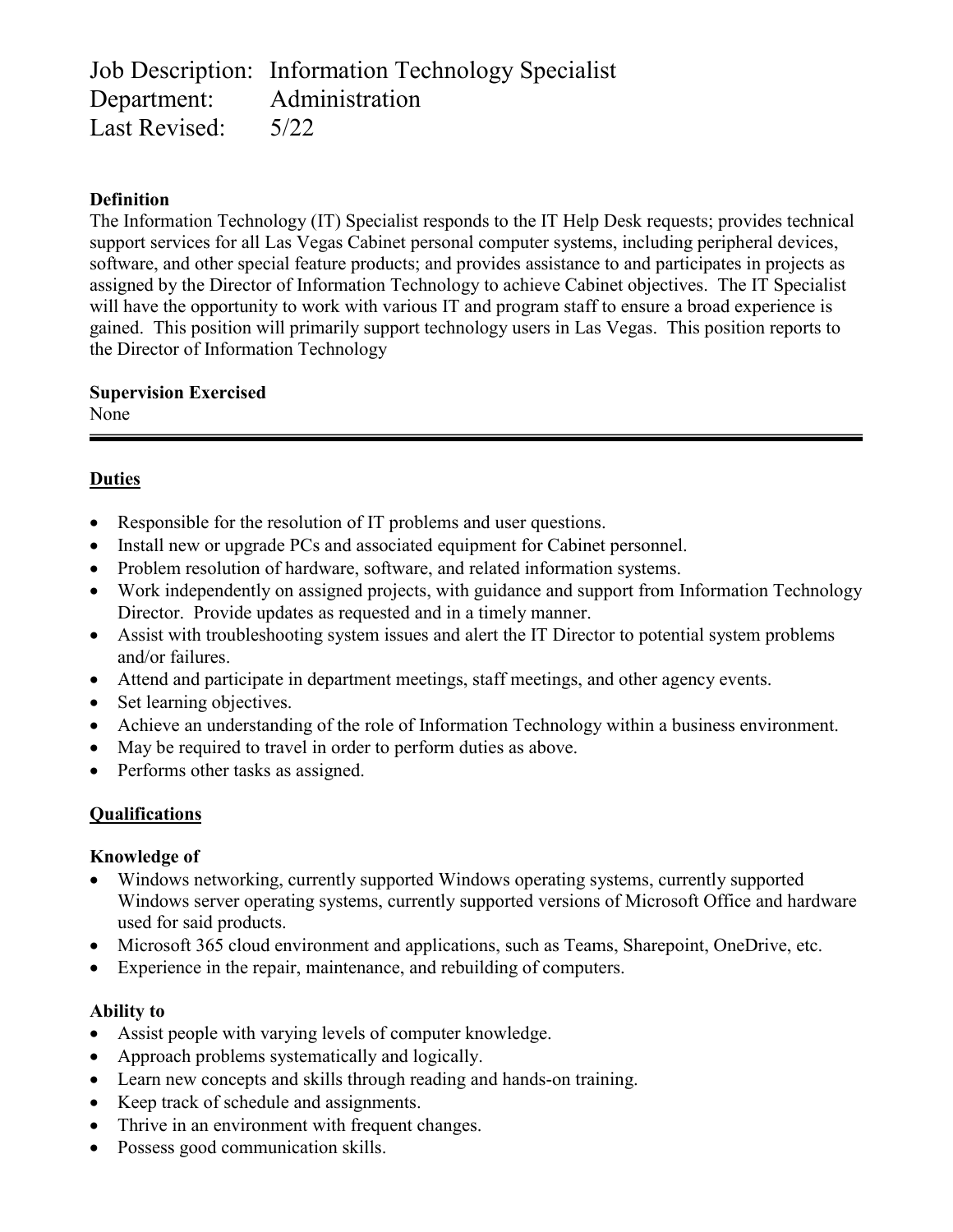# Job Description: Information Technology Specialist
# Department: Administration
# Last Revised: 5/22

**Definition**

The Information Technology (IT) Specialist responds to the IT Help Desk requests; provides technical support services for all Las Vegas Cabinet personal computer systems, including peripheral devices, software, and other special feature products; and provides assistance to and participates in projects as assigned by the Director of Information Technology to achieve Cabinet objectives. The IT Specialist will have the opportunity to work with various IT and program staff to ensure a broad experience is gained. This position will primarily support technology users in Las Vegas. This position reports to the Director of Information Technology

**Supervision Exercised**

None

---

## Duties

- Responsible for the resolution of IT problems and user questions.
- Install new or upgrade PCs and associated equipment for Cabinet personnel.
- Problem resolution of hardware, software, and related information systems.
- Work independently on assigned projects, with guidance and support from Information Technology Director. Provide updates as requested and in a timely manner.
- Assist with troubleshooting system issues and alert the IT Director to potential system problems and/or failures.
- Attend and participate in department meetings, staff meetings, and other agency events.
- Set learning objectives.
- Achieve an understanding of the role of Information Technology within a business environment.
- May be required to travel in order to perform duties as above.
- Performs other tasks as assigned.

## Qualifications

**Knowledge of**

- Windows networking, currently supported Windows operating systems, currently supported Windows server operating systems, currently supported versions of Microsoft Office and hardware used for said products.
- Microsoft 365 cloud environment and applications, such as Teams, Sharepoint, OneDrive, etc.
- Experience in the repair, maintenance, and rebuilding of computers.

**Ability to**

- Assist people with varying levels of computer knowledge.
- Approach problems systematically and logically.
- Learn new concepts and skills through reading and hands-on training.
- Keep track of schedule and assignments.
- Thrive in an environment with frequent changes.
- Possess good communication skills.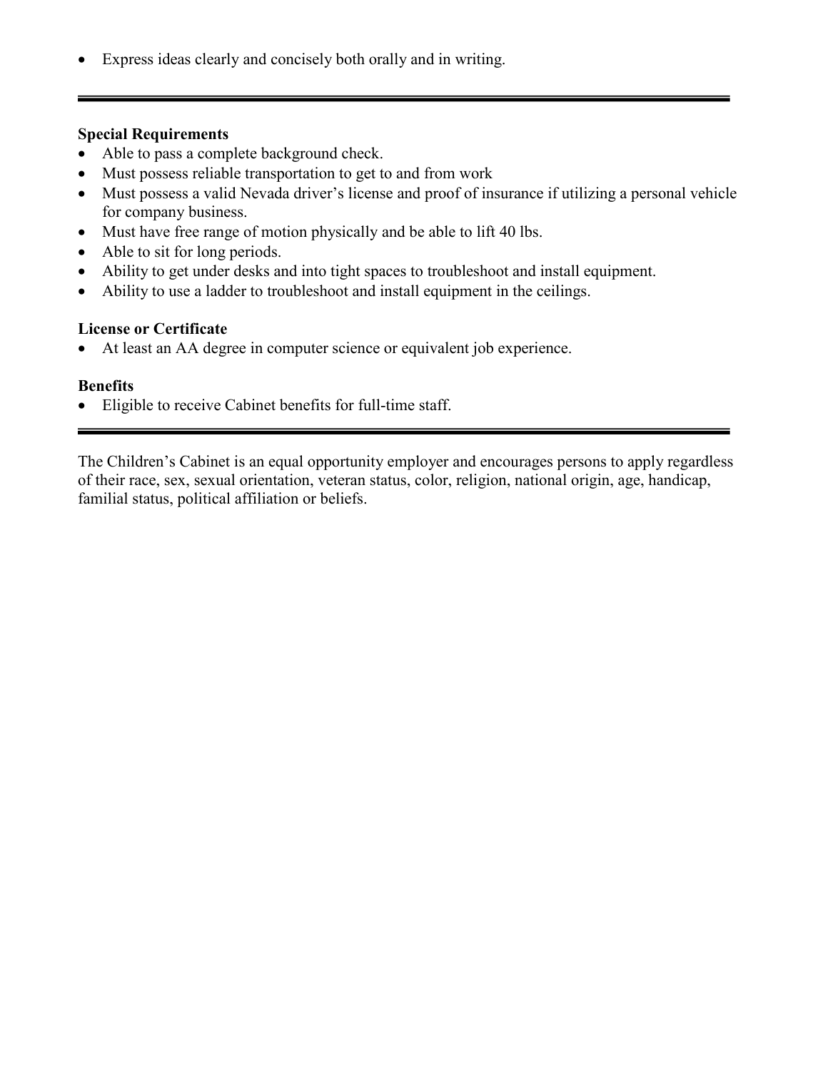- Express ideas clearly and concisely both orally and in writing.

---

**Special Requirements**

- Able to pass a complete background check.
- Must possess reliable transportation to get to and from work
- Must possess a valid Nevada driver's license and proof of insurance if utilizing a personal vehicle for company business.
- Must have free range of motion physically and be able to lift 40 lbs.
- Able to sit for long periods.
- Ability to get under desks and into tight spaces to troubleshoot and install equipment.
- Ability to use a ladder to troubleshoot and install equipment in the ceilings.

**License or Certificate**

- At least an AA degree in computer science or equivalent job experience.

**Benefits**

- Eligible to receive Cabinet benefits for full-time staff.

---

The Children's Cabinet is an equal opportunity employer and encourages persons to apply regardless of their race, sex, sexual orientation, veteran status, color, religion, national origin, age, handicap, familial status, political affiliation or beliefs.